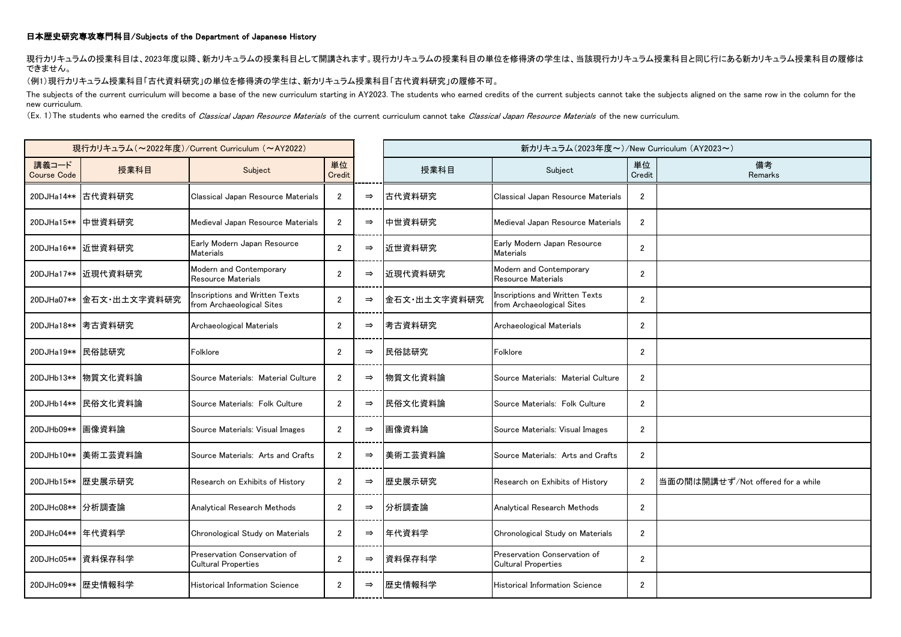# 日本歴史研究専攻専門科目/Subjects of the Department of Japanese History

現行カリキュラムの授業科目は、2023年度以降、新カリキュラムの授業科目として開講されます。現行カリキュラムの授業科目の単位を修得済の学生は、当該現行カリキュラム授業科目と同じ行にある新カリキュラム授業科目の履修はできません。

（例1）現行カリキュラム授業科目「古代資料研究」の単位を修得済の学生は、新カリキュラム授業科目「古代資料研究」の履修不可。

The subjects of the current curriculum will become a base of the new curriculum starting in AY2023. The students who earned credits of the current subjects cannot take the subjects aligned on the same row in the column for the new curriculum.

(Ex. 1) The students who earned the credits of *Classical Japan Resource Materials* of the current curriculum cannot take *Classical Japan Resource Materials* of the new curriculum.

| 現行カリキュラム（～2022年度）/Current Curriculum (～AY2022) | | | | | 新カリキュラム（2023年度～）/New Curriculum (AY2023～) | | | |
|---|---|---|---|---|---|---|---|---|
| 講義コード Course Code | 授業科目 | Subject | 単位 Credit | | 授業科目 | Subject | 単位 Credit | 備考 Remarks |
| 20DJHa14** | 古代資料研究 | Classical Japan Resource Materials | 2 | ⇒ | 古代資料研究 | Classical Japan Resource Materials | 2 | |
| 20DJHa15** | 中世資料研究 | Medieval Japan Resource Materials | 2 | ⇒ | 中世資料研究 | Medieval Japan Resource Materials | 2 | |
| 20DJHa16** | 近世資料研究 | Early Modern Japan Resource Materials | 2 | ⇒ | 近世資料研究 | Early Modern Japan Resource Materials | 2 | |
| 20DJHa17** | 近現代資料研究 | Modern and Contemporary Resource Materials | 2 | ⇒ | 近現代資料研究 | Modern and Contemporary Resource Materials | 2 | |
| 20DJHa07** | 金石文・出土文字資料研究 | Inscriptions and Written Texts from Archaeological Sites | 2 | ⇒ | 金石文・出土文字資料研究 | Inscriptions and Written Texts from Archaeological Sites | 2 | |
| 20DJHa18** | 考古資料研究 | Archaeological Materials | 2 | ⇒ | 考古資料研究 | Archaeological Materials | 2 | |
| 20DJHa19** | 民俗誌研究 | Folklore | 2 | ⇒ | 民俗誌研究 | Folklore | 2 | |
| 20DJHb13** | 物質文化資料論 | Source Materials: Material Culture | 2 | ⇒ | 物質文化資料論 | Source Materials: Material Culture | 2 | |
| 20DJHb14** | 民俗文化資料論 | Source Materials: Folk Culture | 2 | ⇒ | 民俗文化資料論 | Source Materials: Folk Culture | 2 | |
| 20DJHb09** | 画像資料論 | Source Materials: Visual Images | 2 | ⇒ | 画像資料論 | Source Materials: Visual Images | 2 | |
| 20DJHb10** | 美術工芸資料論 | Source Materials: Arts and Crafts | 2 | ⇒ | 美術工芸資料論 | Source Materials: Arts and Crafts | 2 | |
| 20DJHb15** | 歴史展示研究 | Research on Exhibits of History | 2 | ⇒ | 歴史展示研究 | Research on Exhibits of History | 2 | 当面の間は開講せず/Not offered for a while |
| 20DJHc08** | 分析調査論 | Analytical Research Methods | 2 | ⇒ | 分析調査論 | Analytical Research Methods | 2 | |
| 20DJHc04** | 年代資料学 | Chronological Study on Materials | 2 | ⇒ | 年代資料学 | Chronological Study on Materials | 2 | |
| 20DJHc05** | 資料保存科学 | Preservation Conservation of Cultural Properties | 2 | ⇒ | 資料保存科学 | Preservation Conservation of Cultural Properties | 2 | |
| 20DJHc09** | 歴史情報科学 | Historical Information Science | 2 | ⇒ | 歴史情報科学 | Historical Information Science | 2 | |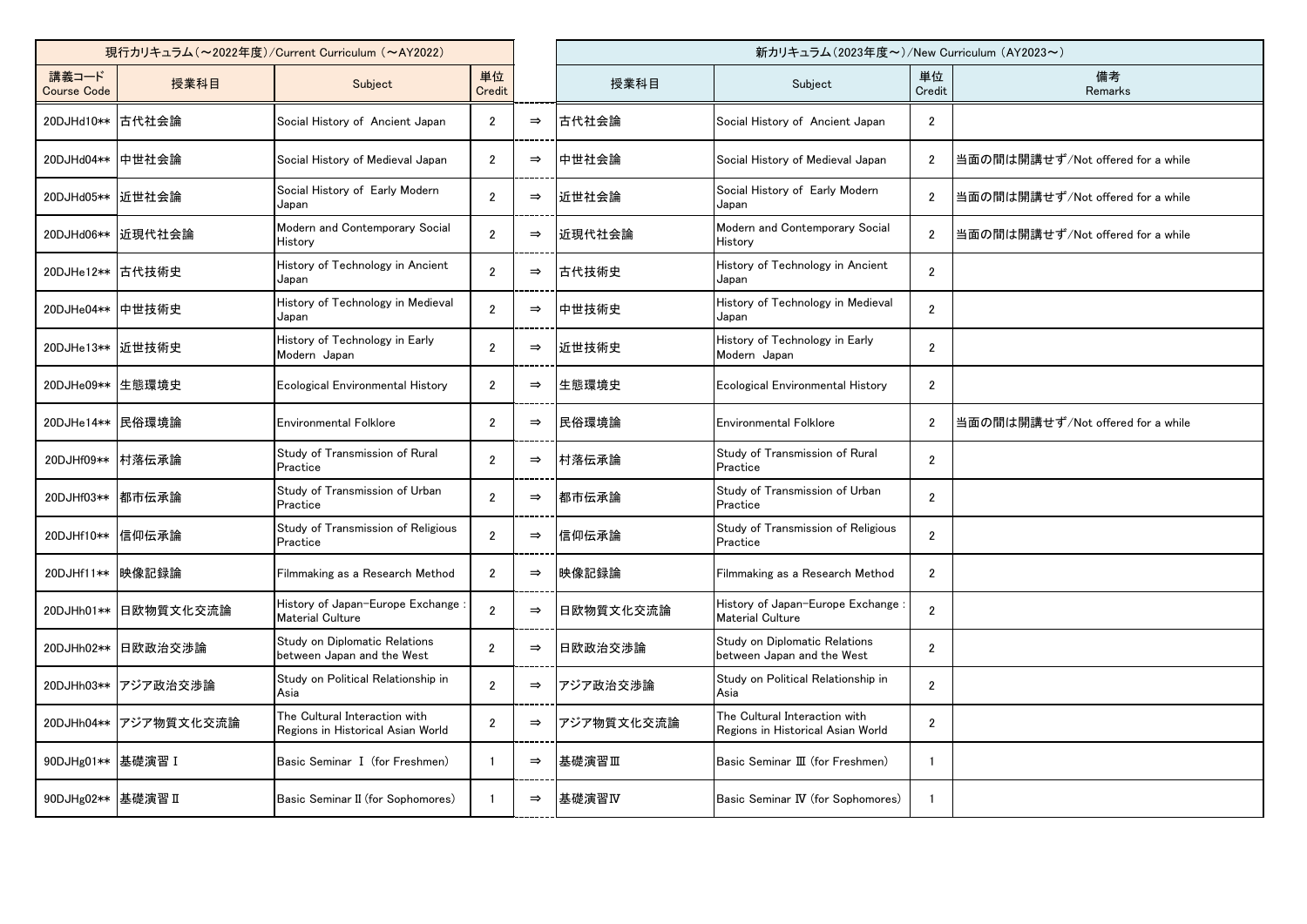| 現行カリキュラム（～2022年度）/Current Curriculum （～AY2022） | | | | | 新カリキュラム（2023年度～）/New Curriculum （AY2023～） | | | |
|---|---|---|---|---|---|---|---|---|
| 講義コード Course Code | 授業科目 | Subject | 単位 Credit | | 授業科目 | Subject | 単位 Credit | 備考 Remarks |
| 20DJHd10** | 古代社会論 | Social History of Ancient Japan | 2 | ⇒ | 古代社会論 | Social History of Ancient Japan | 2 | |
| 20DJHd04** | 中世社会論 | Social History of Medieval Japan | 2 | ⇒ | 中世社会論 | Social History of Medieval Japan | 2 | 当面の間は開講せず/Not offered for a while |
| 20DJHd05** | 近世社会論 | Social History of Early Modern Japan | 2 | ⇒ | 近世社会論 | Social History of Early Modern Japan | 2 | 当面の間は開講せず/Not offered for a while |
| 20DJHd06** | 近現代社会論 | Modern and Contemporary Social History | 2 | ⇒ | 近現代社会論 | Modern and Contemporary Social History | 2 | 当面の間は開講せず/Not offered for a while |
| 20DJHe12** | 古代技術史 | History of Technology in Ancient Japan | 2 | ⇒ | 古代技術史 | History of Technology in Ancient Japan | 2 | |
| 20DJHe04** | 中世技術史 | History of Technology in Medieval Japan | 2 | ⇒ | 中世技術史 | History of Technology in Medieval Japan | 2 | |
| 20DJHe13** | 近世技術史 | History of Technology in Early Modern Japan | 2 | ⇒ | 近世技術史 | History of Technology in Early Modern Japan | 2 | |
| 20DJHe09** | 生態環境史 | Ecological Environmental History | 2 | ⇒ | 生態環境史 | Ecological Environmental History | 2 | |
| 20DJHe14** | 民俗環境論 | Environmental Folklore | 2 | ⇒ | 民俗環境論 | Environmental Folklore | 2 | 当面の間は開講せず/Not offered for a while |
| 20DJHf09** | 村落伝承論 | Study of Transmission of Rural Practice | 2 | ⇒ | 村落伝承論 | Study of Transmission of Rural Practice | 2 | |
| 20DJHf03** | 都市伝承論 | Study of Transmission of Urban Practice | 2 | ⇒ | 都市伝承論 | Study of Transmission of Urban Practice | 2 | |
| 20DJHf10** | 信仰伝承論 | Study of Transmission of Religious Practice | 2 | ⇒ | 信仰伝承論 | Study of Transmission of Religious Practice | 2 | |
| 20DJHf11** | 映像記録論 | Filmmaking as a Research Method | 2 | ⇒ | 映像記録論 | Filmmaking as a Research Method | 2 | |
| 20DJHh01** | 日欧物質文化交流論 | History of Japan-Europe Exchange : Material Culture | 2 | ⇒ | 日欧物質文化交流論 | History of Japan-Europe Exchange : Material Culture | 2 | |
| 20DJHh02** | 日欧政治交渉論 | Study on Diplomatic Relations between Japan and the West | 2 | ⇒ | 日欧政治交渉論 | Study on Diplomatic Relations between Japan and the West | 2 | |
| 20DJHh03** | アジア政治交渉論 | Study on Political Relationship in Asia | 2 | ⇒ | アジア政治交渉論 | Study on Political Relationship in Asia | 2 | |
| 20DJHh04** | アジア物質文化交流論 | The Cultural Interaction with Regions in Historical Asian World | 2 | ⇒ | アジア物質文化交流論 | The Cultural Interaction with Regions in Historical Asian World | 2 | |
| 90DJHg01** | 基礎演習Ⅰ | Basic Seminar Ⅰ (for Freshmen) | 1 | ⇒ | 基礎演習Ⅲ | Basic Seminar Ⅲ (for Freshmen) | 1 | |
| 90DJHg02** | 基礎演習Ⅱ | Basic Seminar Ⅱ (for Sophomores) | 1 | ⇒ | 基礎演習Ⅳ | Basic Seminar Ⅳ (for Sophomores) | 1 | |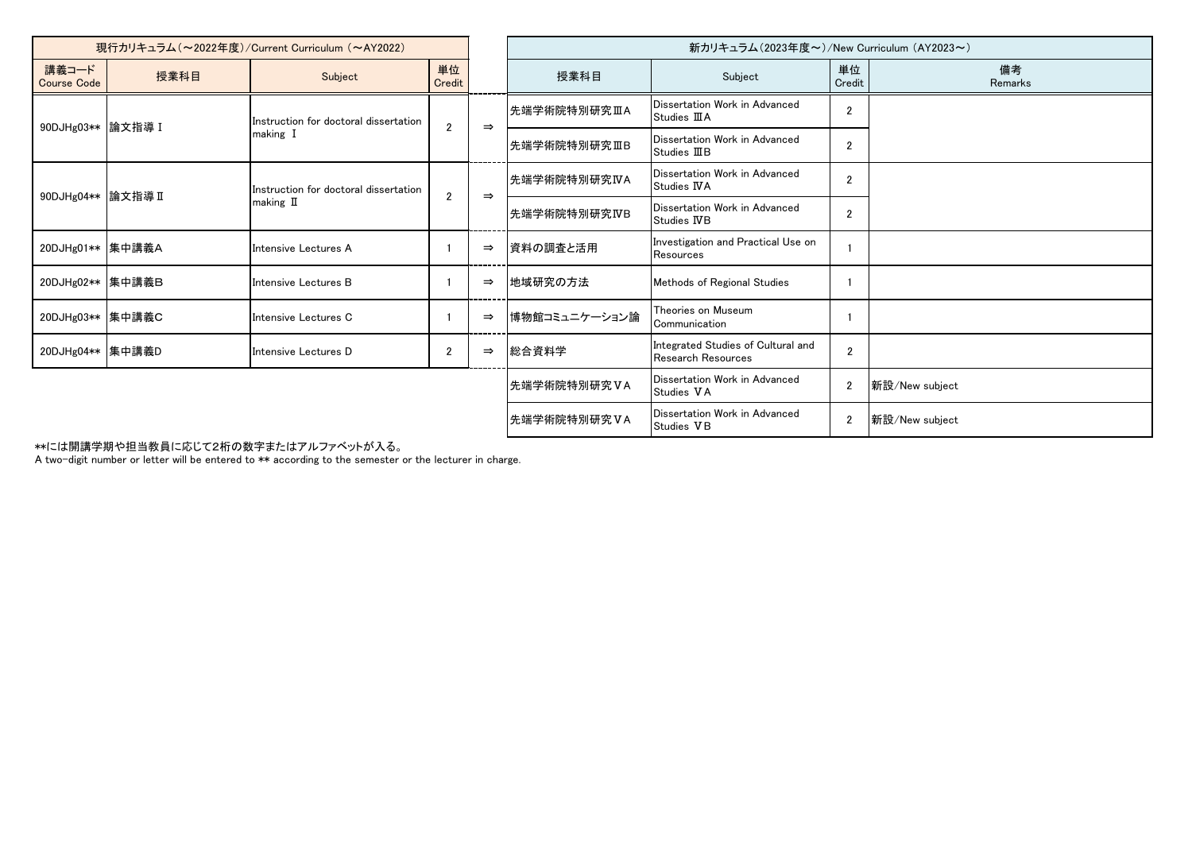| 現行カリキュラム（～2022年度）/Current Curriculum （～AY2022） | | | | | 新カリキュラム（2023年度～）/New Curriculum （AY2023～） | | | |
|---|---|---|---|---|---|---|---|---|
| 講義コード Course Code | 授業科目 | Subject | 単位 Credit | | 授業科目 | Subject | 単位 Credit | 備考 Remarks |
| 90DJHg03** | 論文指導Ⅰ | Instruction for doctoral dissertation making Ⅰ | 2 | ⇒ | 先端学術院特別研究ⅢA | Dissertation Work in Advanced Studies ⅢA | 2 | |
| | | | | | 先端学術院特別研究ⅢB | Dissertation Work in Advanced Studies ⅢB | 2 | |
| 90DJHg04** | 論文指導Ⅱ | Instruction for doctoral dissertation making Ⅱ | 2 | ⇒ | 先端学術院特別研究ⅣA | Dissertation Work in Advanced Studies ⅣA | 2 | |
| | | | | | 先端学術院特別研究ⅣB | Dissertation Work in Advanced Studies ⅣB | 2 | |
| 20DJHg01** | 集中講義A | Intensive Lectures A | 1 | ⇒ | 資料の調査と活用 | Investigation and Practical Use on Resources | 1 | |
| 20DJHg02** | 集中講義B | Intensive Lectures B | 1 | ⇒ | 地域研究の方法 | Methods of Regional Studies | 1 | |
| 20DJHg03** | 集中講義C | Intensive Lectures C | 1 | ⇒ | 博物館コミュニケーション論 | Theories on Museum Communication | 1 | |
| 20DJHg04** | 集中講義D | Intensive Lectures D | 2 | ⇒ | 総合資料学 | Integrated Studies of Cultural and Research Resources | 2 | |
| | | | | | 先端学術院特別研究ⅤA | Dissertation Work in Advanced Studies ⅤA | 2 | 新設/New subject |
| | | | | | 先端学術院特別研究ⅤA | Dissertation Work in Advanced Studies ⅤB | 2 | 新設/New subject |

**には開講学期や担当教員に応じて2桁の数字またはアルファベットが入る。
A two-digit number or letter will be entered to ** according to the semester or the lecturer in charge.